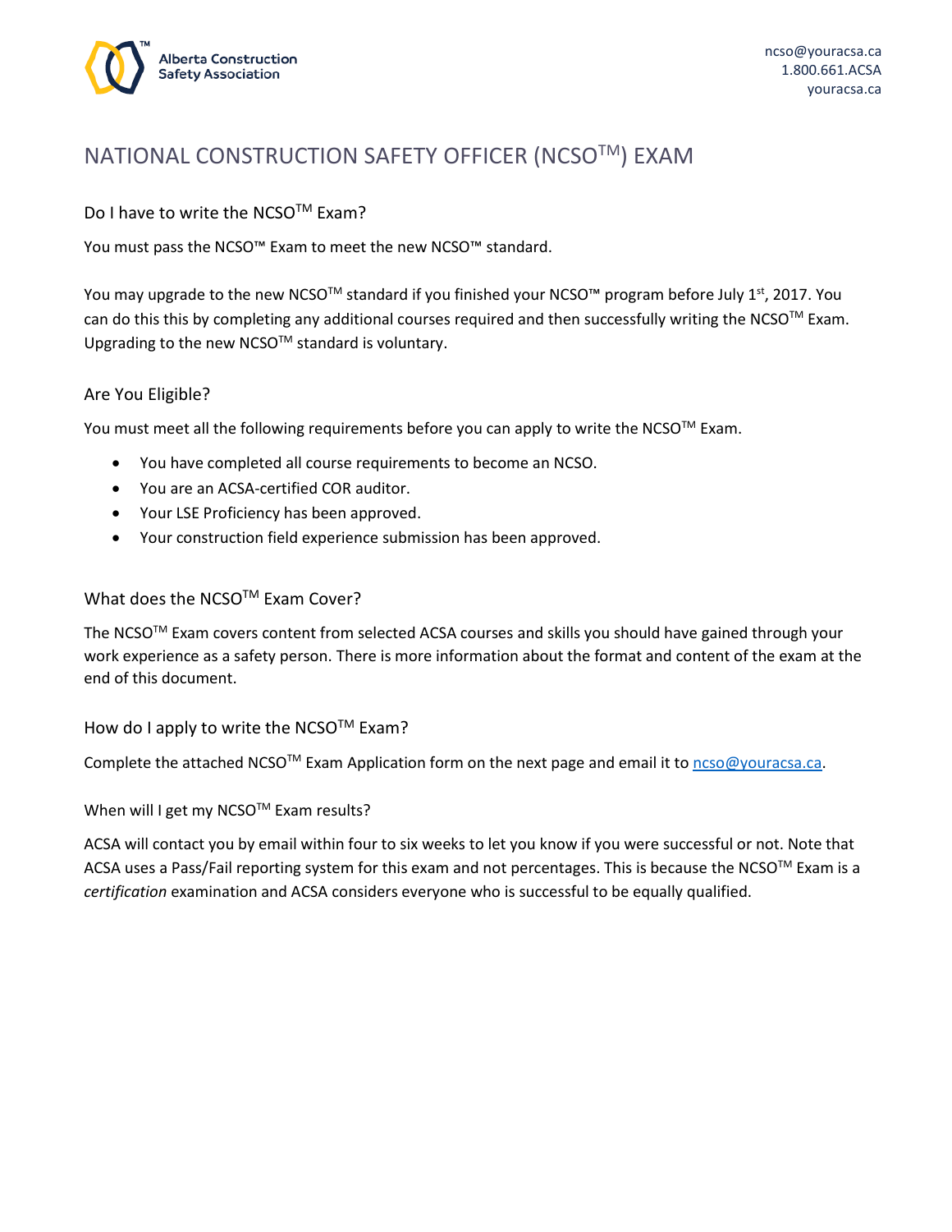# NATIONAL CONSTRUCTION SAFETY OFFICER (NCSO™) EXAM

## Do I have to write the NCSO™ Exam?

You must pass the NCSO™ Exam to meet the new NCSO™ standard.

You may upgrade to the new NCSO™ standard if you finished your NCSO™ program before July 1st, 2017. You can do this this by completing any additional courses required and then successfully writing the NCSO™ Exam. Upgrading to the new NCSO™ standard is voluntary.

## Are You Eligible?

You must meet all the following requirements before you can apply to write the NCSO™ Exam.

- You have completed all course requirements to become an NCSO.
- You are an ACSA-certified COR auditor.
- Your LSE Proficiency has been approved.
- Your construction field experience submission has been approved.

## What does the NCSO™ Exam Cover?

The NCSO™ Exam covers content from selected ACSA courses and skills you should have gained through your work experience as a safety person. There is more information about the format and content of the exam at the end of this document.

## How do I apply to write the NCSO™ Exam?

Complete the attached NCSO™ Exam Application form on the next page and email it to ncso@youracsa.ca.

### When will I get my NCSO™ Exam results?

ACSA will contact you by email within four to six weeks to let you know if you were successful or not. Note that ACSA uses a Pass/Fail reporting system for this exam and not percentages. This is because the NCSO™ Exam is a *certification* examination and ACSA considers everyone who is successful to be equally qualified.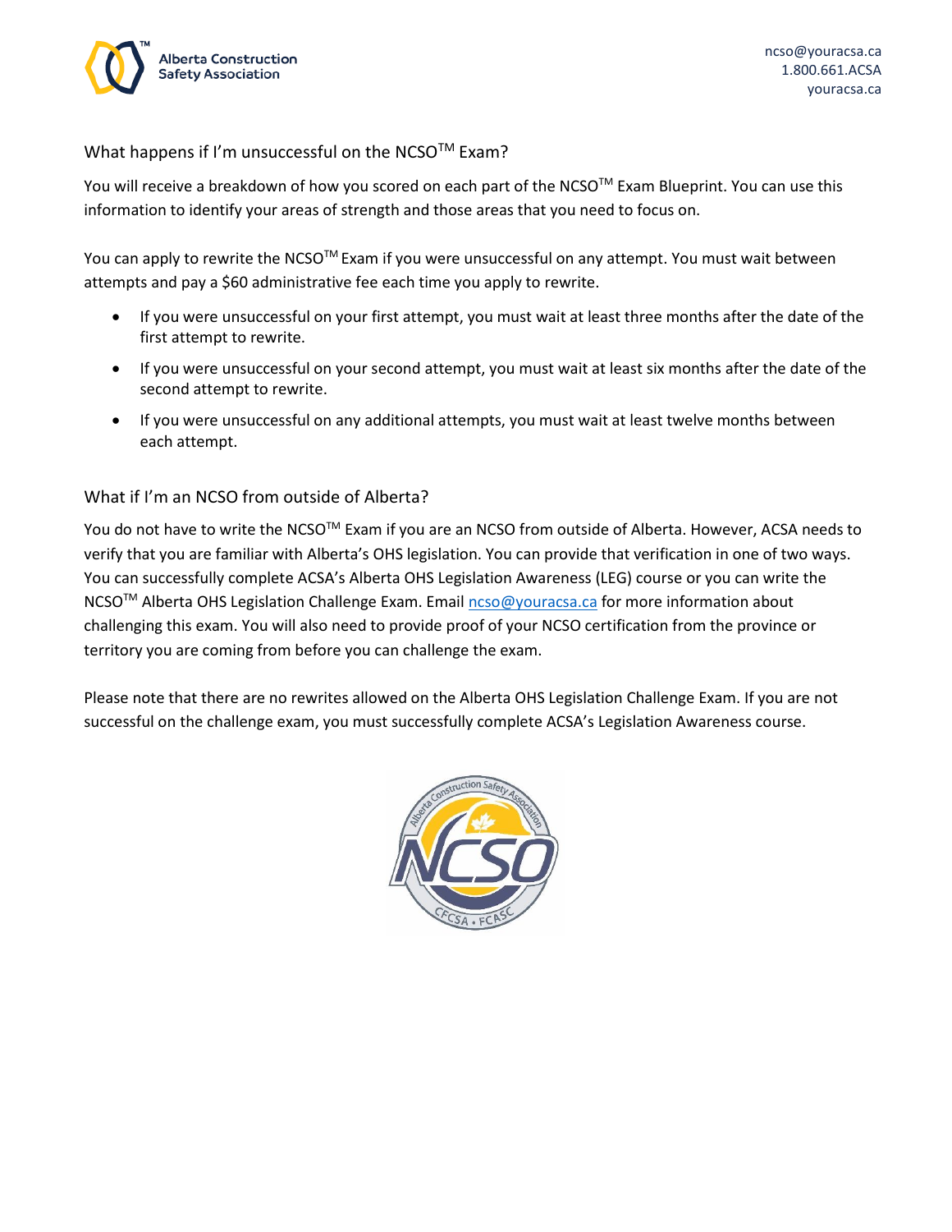## What happens if I'm unsuccessful on the NCSO™ Exam?

You will receive a breakdown of how you scored on each part of the NCSO™ Exam Blueprint. You can use this information to identify your areas of strength and those areas that you need to focus on.

You can apply to rewrite the NCSO™ Exam if you were unsuccessful on any attempt. You must wait between attempts and pay a $60 administrative fee each time you apply to rewrite.

- If you were unsuccessful on your first attempt, you must wait at least three months after the date of the first attempt to rewrite.
- If you were unsuccessful on your second attempt, you must wait at least six months after the date of the second attempt to rewrite.
- If you were unsuccessful on any additional attempts, you must wait at least twelve months between each attempt.

## What if I'm an NCSO from outside of Alberta?

You do not have to write the NCSO™ Exam if you are an NCSO from outside of Alberta. However, ACSA needs to verify that you are familiar with Alberta's OHS legislation. You can provide that verification in one of two ways. You can successfully complete ACSA's Alberta OHS Legislation Awareness (LEG) course or you can write the NCSO™ Alberta OHS Legislation Challenge Exam. Email ncso@youracsa.ca for more information about challenging this exam. You will also need to provide proof of your NCSO certification from the province or territory you are coming from before you can challenge the exam.

Please note that there are no rewrites allowed on the Alberta OHS Legislation Challenge Exam. If you are not successful on the challenge exam, you must successfully complete ACSA's Legislation Awareness course.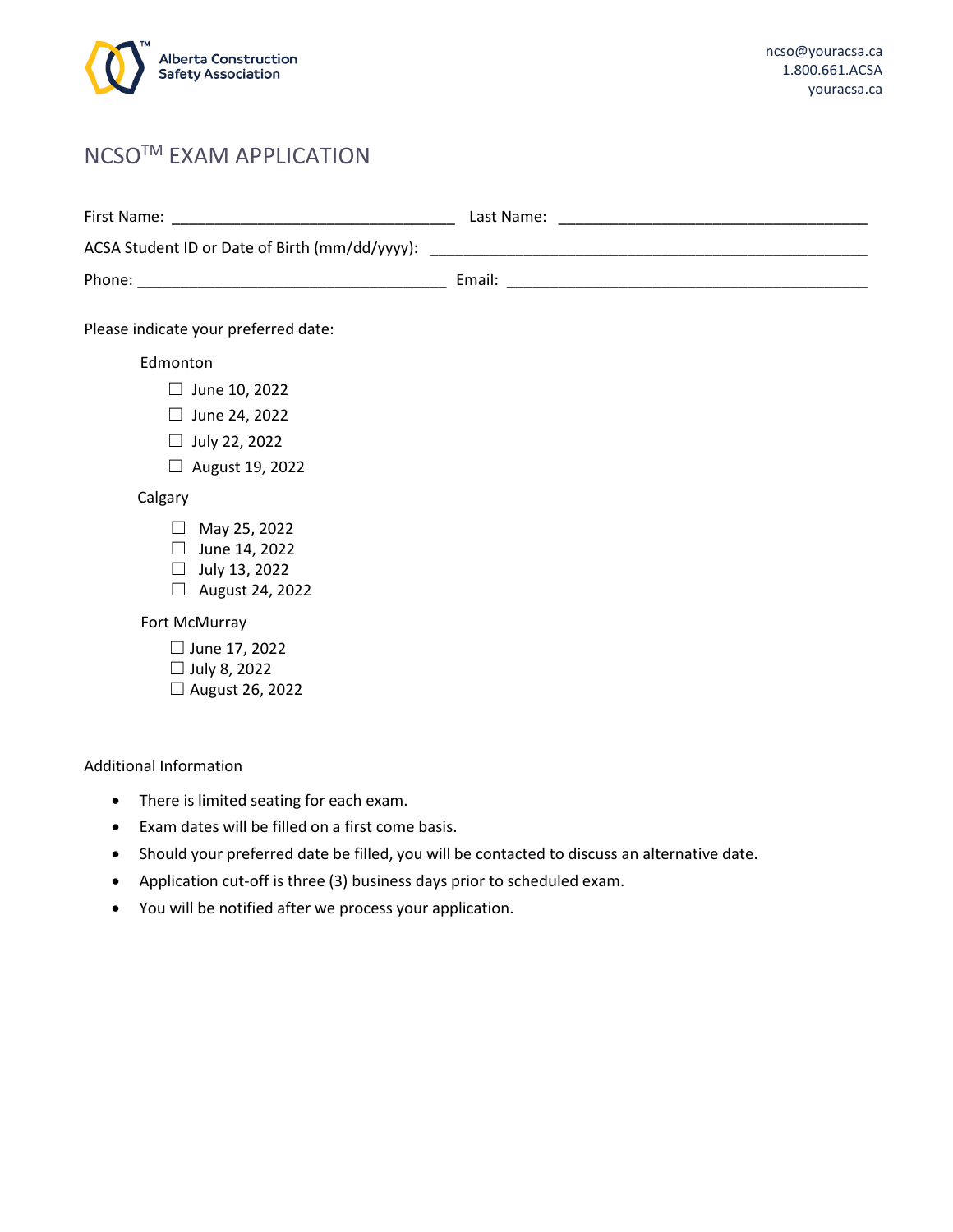Alberta Construction Safety Association

ncso@youracsa.ca
1.800.661.ACSA
youracsa.ca

# NCSO™ EXAM APPLICATION

First Name: ________________________________ Last Name: ___________________________________

ACSA Student ID or Date of Birth (mm/dd/yyyy): _________________________________________________

Phone: ___________________________________ Email: _________________________________________

Please indicate your preferred date:

Edmonton

- ☐ June 10, 2022
- ☐ June 24, 2022
- ☐ July 22, 2022
- ☐ August 19, 2022

Calgary

- ☐ May 25, 2022
- ☐ June 14, 2022
- ☐ July 13, 2022
- ☐ August 24, 2022

Fort McMurray

- ☐ June 17, 2022
- ☐ July 8, 2022
- ☐ August 26, 2022

Additional Information

- There is limited seating for each exam.
- Exam dates will be filled on a first come basis.
- Should your preferred date be filled, you will be contacted to discuss an alternative date.
- Application cut-off is three (3) business days prior to scheduled exam.
- You will be notified after we process your application.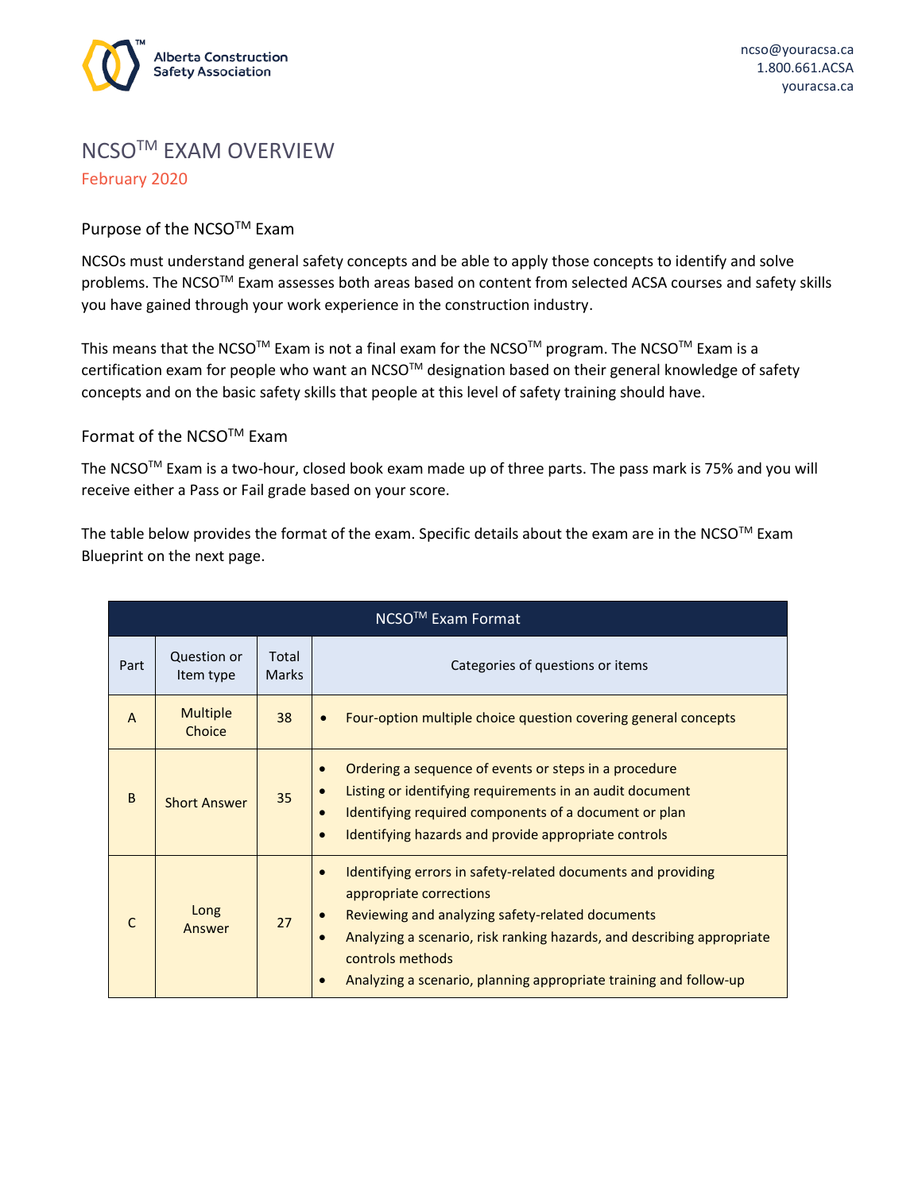# NCSO™ EXAM OVERVIEW

February 2020

## Purpose of the NCSO™ Exam

NCSOs must understand general safety concepts and be able to apply those concepts to identify and solve problems. The NCSO™ Exam assesses both areas based on content from selected ACSA courses and safety skills you have gained through your work experience in the construction industry.

This means that the NCSO™ Exam is not a final exam for the NCSO™ program. The NCSO™ Exam is a certification exam for people who want an NCSO™ designation based on their general knowledge of safety concepts and on the basic safety skills that people at this level of safety training should have.

## Format of the NCSO™ Exam

The NCSO™ Exam is a two-hour, closed book exam made up of three parts. The pass mark is 75% and you will receive either a Pass or Fail grade based on your score.

The table below provides the format of the exam. Specific details about the exam are in the NCSO™ Exam Blueprint on the next page.

| NCSO™ Exam Format | | | |
|---|---|---|---|
| **Part** | **Question or Item type** | **Total Marks** | **Categories of questions or items** |
| A | Multiple Choice | 38 | • Four-option multiple choice question covering general concepts |
| B | Short Answer | 35 | • Ordering a sequence of events or steps in a procedure<br>• Listing or identifying requirements in an audit document<br>• Identifying required components of a document or plan<br>• Identifying hazards and provide appropriate controls |
| C | Long Answer | 27 | • Identifying errors in safety-related documents and providing appropriate corrections<br>• Reviewing and analyzing safety-related documents<br>• Analyzing a scenario, risk ranking hazards, and describing appropriate controls methods<br>• Analyzing a scenario, planning appropriate training and follow-up |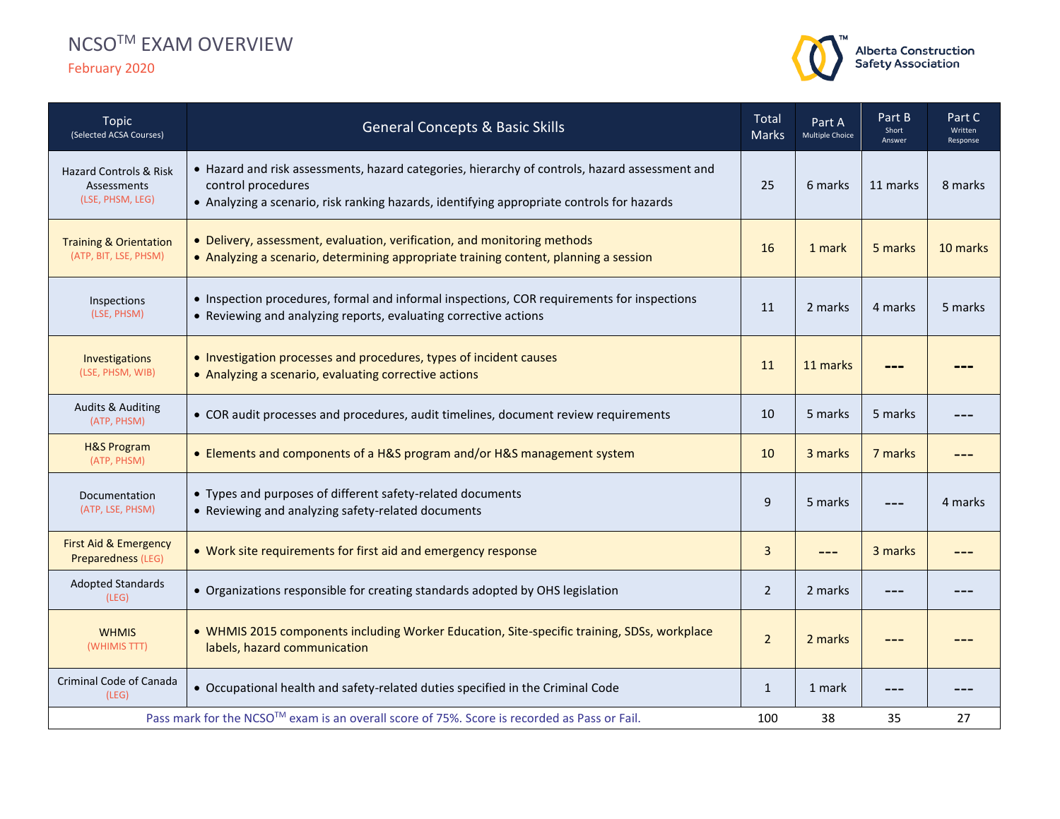# NCSO[TM] EXAM OVERVIEW

February 2020

Alberta Construction Safety Association

| Topic (Selected ACSA Courses) | General Concepts & Basic Skills | Total Marks | Part A Multiple Choice | Part B Short Answer | Part C Written Response |
|---|---|---|---|---|---|
| Hazard Controls & Risk Assessments (LSE, PHSM, LEG) | • Hazard and risk assessments, hazard categories, hierarchy of controls, hazard assessment and control procedures<br>• Analyzing a scenario, risk ranking hazards, identifying appropriate controls for hazards | 25 | 6 marks | 11 marks | 8 marks |
| Training & Orientation (ATP, BIT, LSE, PHSM) | • Delivery, assessment, evaluation, verification, and monitoring methods<br>• Analyzing a scenario, determining appropriate training content, planning a session | 16 | 1 mark | 5 marks | 10 marks |
| Inspections (LSE, PHSM) | • Inspection procedures, formal and informal inspections, COR requirements for inspections<br>• Reviewing and analyzing reports, evaluating corrective actions | 11 | 2 marks | 4 marks | 5 marks |
| Investigations (LSE, PHSM, WIB) | • Investigation processes and procedures, types of incident causes<br>• Analyzing a scenario, evaluating corrective actions | 11 | 11 marks | --- | --- |
| Audits & Auditing (ATP, PHSM) | • COR audit processes and procedures, audit timelines, document review requirements | 10 | 5 marks | 5 marks | --- |
| H&S Program (ATP, PHSM) | • Elements and components of a H&S program and/or H&S management system | 10 | 3 marks | 7 marks | --- |
| Documentation (ATP, LSE, PHSM) | • Types and purposes of different safety-related documents<br>• Reviewing and analyzing safety-related documents | 9 | 5 marks | --- | 4 marks |
| First Aid & Emergency Preparedness (LEG) | • Work site requirements for first aid and emergency response | 3 | --- | 3 marks | --- |
| Adopted Standards (LEG) | • Organizations responsible for creating standards adopted by OHS legislation | 2 | 2 marks | --- | --- |
| WHMIS (WHMIS TTT) | • WHMIS 2015 components including Worker Education, Site-specific training, SDSs, workplace labels, hazard communication | 2 | 2 marks | --- | --- |
| Criminal Code of Canada (LEG) | • Occupational health and safety-related duties specified in the Criminal Code | 1 | 1 mark | --- | --- |
| Pass mark for the NCSO[TM] exam is an overall score of 75%. Score is recorded as Pass or Fail. | | 100 | 38 | 35 | 27 |